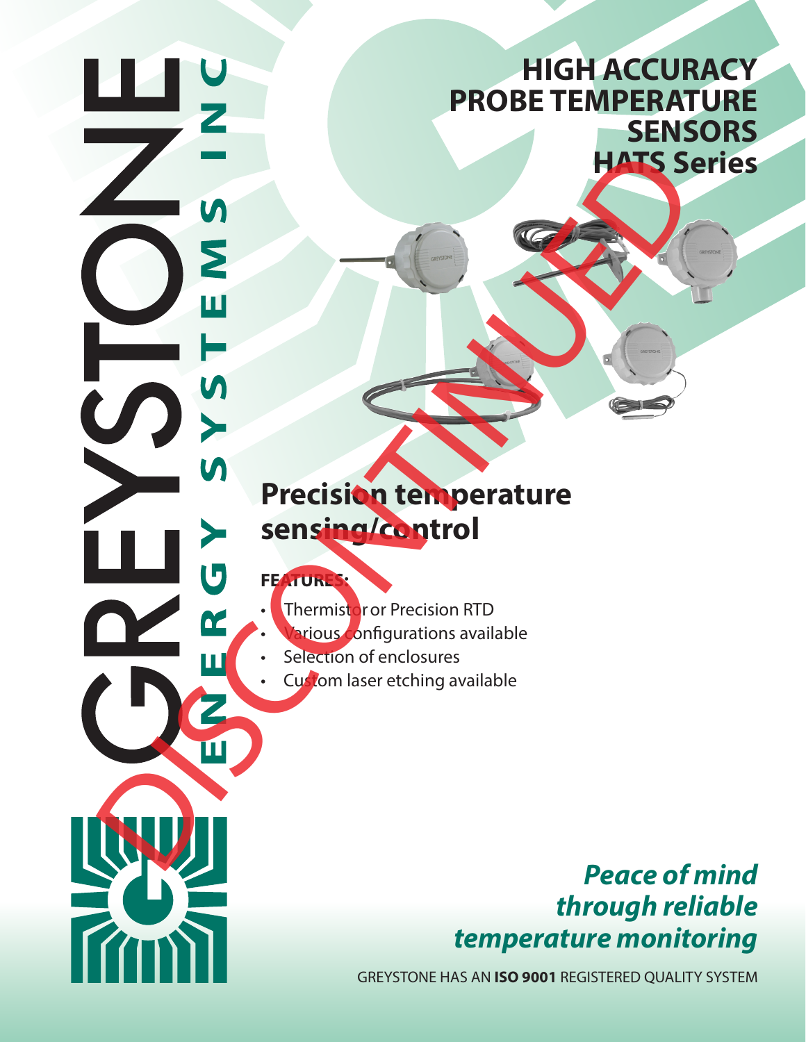GREYSTONE

ENERGY SYSTEMS INC

# HIGH ACCURACY PROBE TEMPERATURE SENSORS
# HATS Series

DISCONTINUED

## Precision temperature sensing/control

**FEATURES:**

- Thermistor or Precision RTD
- Various configurations available
- Selection of enclosures
- Custom laser etching available

***Peace of mind through reliable temperature monitoring***

GREYSTONE HAS AN **ISO 9001** REGISTERED QUALITY SYSTEM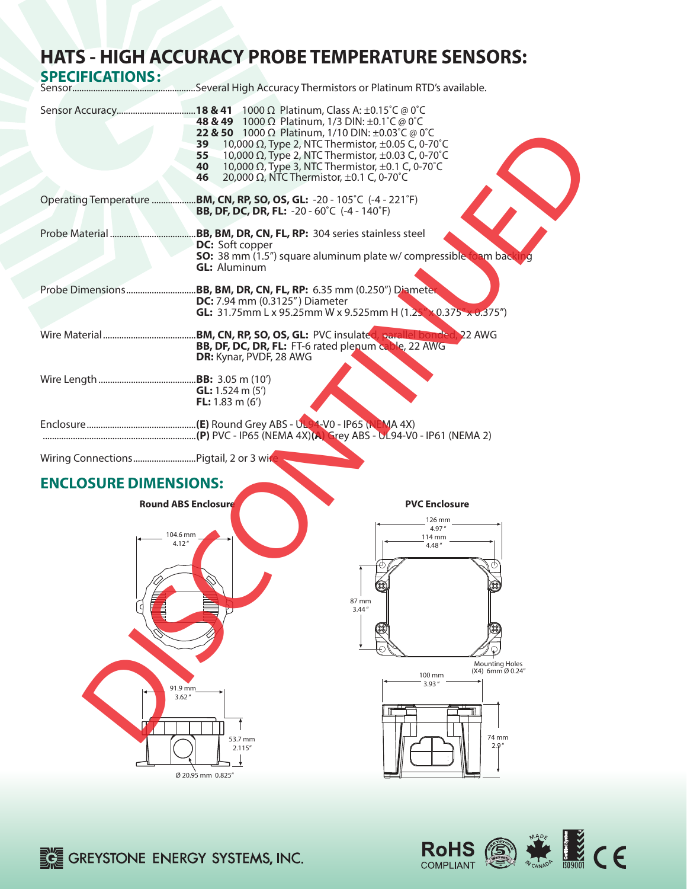# HATS - HIGH ACCURACY PROBE TEMPERATURE SENSORS:

## SPECIFICATIONS:

Sensor....................................................Several High Accuracy Thermistors or Platinum RTD's available.

Sensor Accuracy..................................**18 & 41** 1000 Ω Platinum, Class A: ±0.15˚C @ 0˚C
**48 & 49** 1000 Ω Platinum, 1/3 DIN: ±0.1˚C @ 0˚C
**22 & 50** 1000 Ω Platinum, 1/10 DIN: ±0.03˚C @ 0˚C
**39** 10,000 Ω, Type 2, NTC Thermistor, ±0.05 C, 0-70˚C
**55** 10,000 Ω, Type 2, NTC Thermistor, ±0.03 C, 0-70˚C
**40** 10,000 Ω, Type 3, NTC Thermistor, ±0.1 C, 0-70˚C
**46** 20,000 Ω, NTC Thermistor, ±0.1 C, 0-70˚C

Operating Temperature ...................**BM, CN, RP, SO, OS, GL:** -20 - 105˚C (-4 - 221˚F)
**BB, DF, DC, DR, FL:** -20 - 60˚C (-4 - 140˚F)

Probe Material .....................................**BB, BM, DR, CN, FL, RP:** 304 series stainless steel
**DC:** Soft copper
**SO:** 38 mm (1.5") square aluminum plate w/ compressible foam backing
**GL:** Aluminum

Probe Dimensions..............................**BB, BM, DR, CN, FL, RP:** 6.35 mm (0.250") Diameter
**DC:** 7.94 mm (0.3125") Diameter
**GL:** 31.75mm L x 95.25mm W x 9.525mm H (1.25" x 0.375" x 0.375")

Wire Material ........................................**BM, CN, RP, SO, OS, GL:** PVC insulated, parallel bonded, 22 AWG
**BB, DF, DC, DR, FL:** FT-6 rated plenum cable, 22 AWG
**DR:** Kynar, PVDF, 28 AWG

Wire Length ..........................................**BB:** 3.05 m (10')
**GL:** 1.524 m (5')
**FL:** 1.83 m (6')

Enclosure ...............................................**(E)** Round Grey ABS - UL94-V0 - IP65 (NEMA 4X)
..................................................................**(P)** PVC - IP65 (NEMA 4X) **(A)** Grey ABS - UL94-V0 - IP61 (NEMA 2)

Wiring Connections...........................Pigtail, 2 or 3 wire

DISCONTINUED

## ENCLOSURE DIMENSIONS:

**Round ABS Enclosure**

104.6 mm 4.12"
91.9 mm 3.62"
53.7 mm 2.115"
Ø 20.95 mm 0.825"

**PVC Enclosure**

126 mm 4.97"
114 mm 4.48"
87 mm 3.44"
Mounting Holes (X4) 6mm Ø 0.24"
100 mm 3.93"
74 mm 2.9"

GREYSTONE ENERGY SYSTEMS, INC.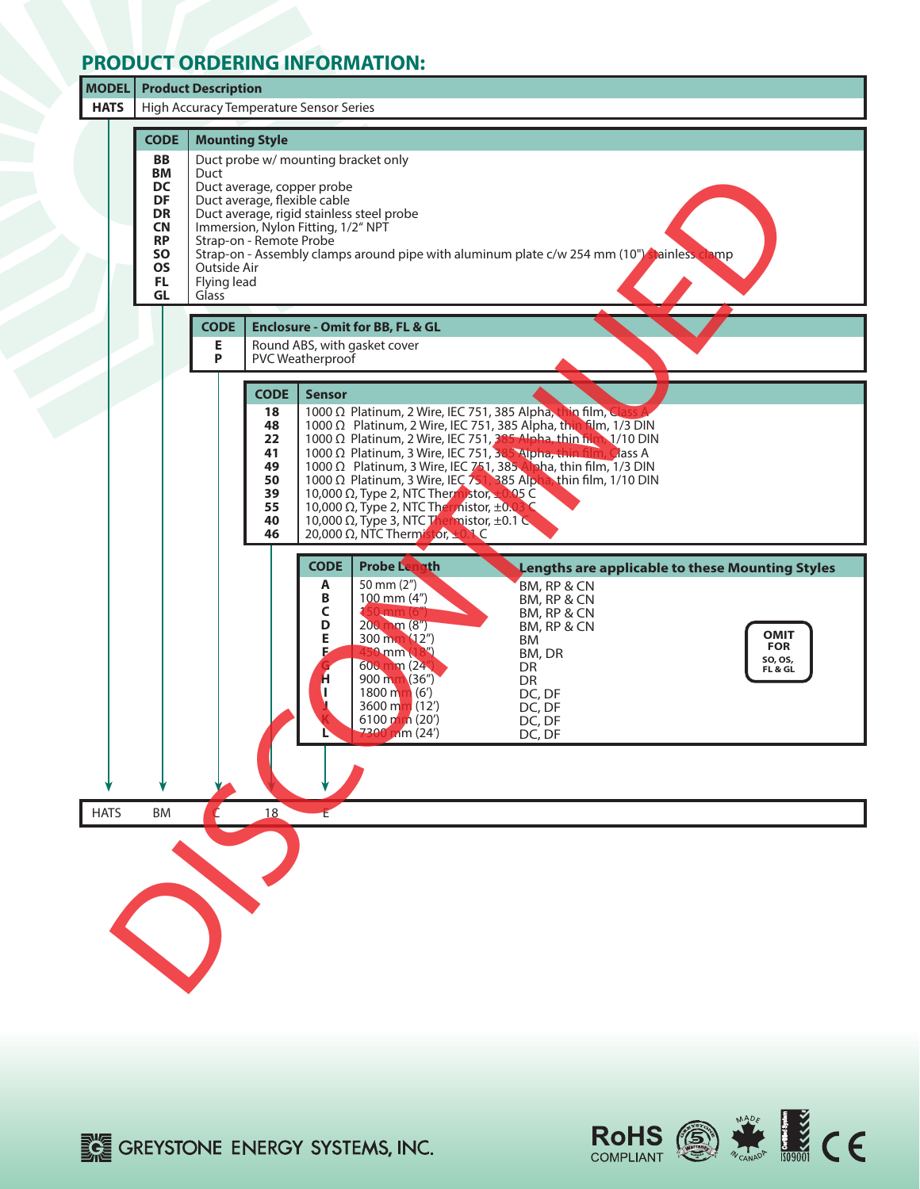## PRODUCT ORDERING INFORMATION:

| MODEL | Product Description |
|---|---|
| HATS | High Accuracy Temperature Sensor Series |

| CODE | Mounting Style |
|---|---|
| BB | Duct probe w/ mounting bracket only |
| BM | Duct |
| DC | Duct average, copper probe |
| DF | Duct average, flexible cable |
| DR | Duct average, rigid stainless steel probe |
| CN | Immersion, Nylon Fitting, 1/2" NPT |
| RP | Strap-on - Remote Probe |
| SO | Strap-on - Assembly clamps around pipe with aluminum plate c/w 254 mm (10") stainless clamp |
| OS | Outside Air |
| FL | Flying lead |
| GL | Glass |

| CODE | Enclosure - Omit for BB, FL & GL |
|---|---|
| E | Round ABS, with gasket cover |
| P | PVC Weatherproof |

| CODE | Sensor |
|---|---|
| 18 | 1000 Ω Platinum, 2 Wire, IEC 751, 385 Alpha, thin film, Class A |
| 48 | 1000 Ω Platinum, 2 Wire, IEC 751, 385 Alpha, thin film, 1/3 DIN |
| 22 | 1000 Ω Platinum, 2 Wire, IEC 751, 385 Alpha, thin film, 1/10 DIN |
| 41 | 1000 Ω Platinum, 3 Wire, IEC 751, 385 Alpha, thin film, Class A |
| 49 | 1000 Ω Platinum, 3 Wire, IEC 751, 385 Alpha, thin film, 1/3 DIN |
| 50 | 1000 Ω Platinum, 3 Wire, IEC 751, 385 Alpha, thin film, 1/10 DIN |
| 39 | 10,000 Ω, Type 2, NTC Thermistor, ±0.05 C |
| 55 | 10,000 Ω, Type 2, NTC Thermistor, ±0.03 C |
| 40 | 10,000 Ω, Type 3, NTC Thermistor, ±0.1 C |
| 46 | 20,000 Ω, NTC Thermistor, ±0.1 C |

| CODE | Probe Length | Lengths are applicable to these Mounting Styles |
|---|---|---|
| A | 50 mm (2") | BM, RP & CN |
| B | 100 mm (4") | BM, RP & CN |
| C | 150 mm (6") | BM, RP & CN |
| D | 200 mm (8") | BM, RP & CN |
| E | 300 mm (12") | BM |
| F | 450 mm (18") | BM, DR |
| G | 600 mm (24") | DR |
| H | 900 mm (36") | DR |
| I | 1800 mm (6') | DC, DF |
| J | 3600 mm (12') | DC, DF |
| K | 6100 mm (20') | DC, DF |
| L | 7300 mm (24') | DC, DF |

OMIT FOR SO, OS, FL & GL

| HATS | BM | C | 18 | E |
|---|---|---|---|---|

DISCONTINUED

GREYSTONE ENERGY SYSTEMS, INC.

RoHS COMPLIANT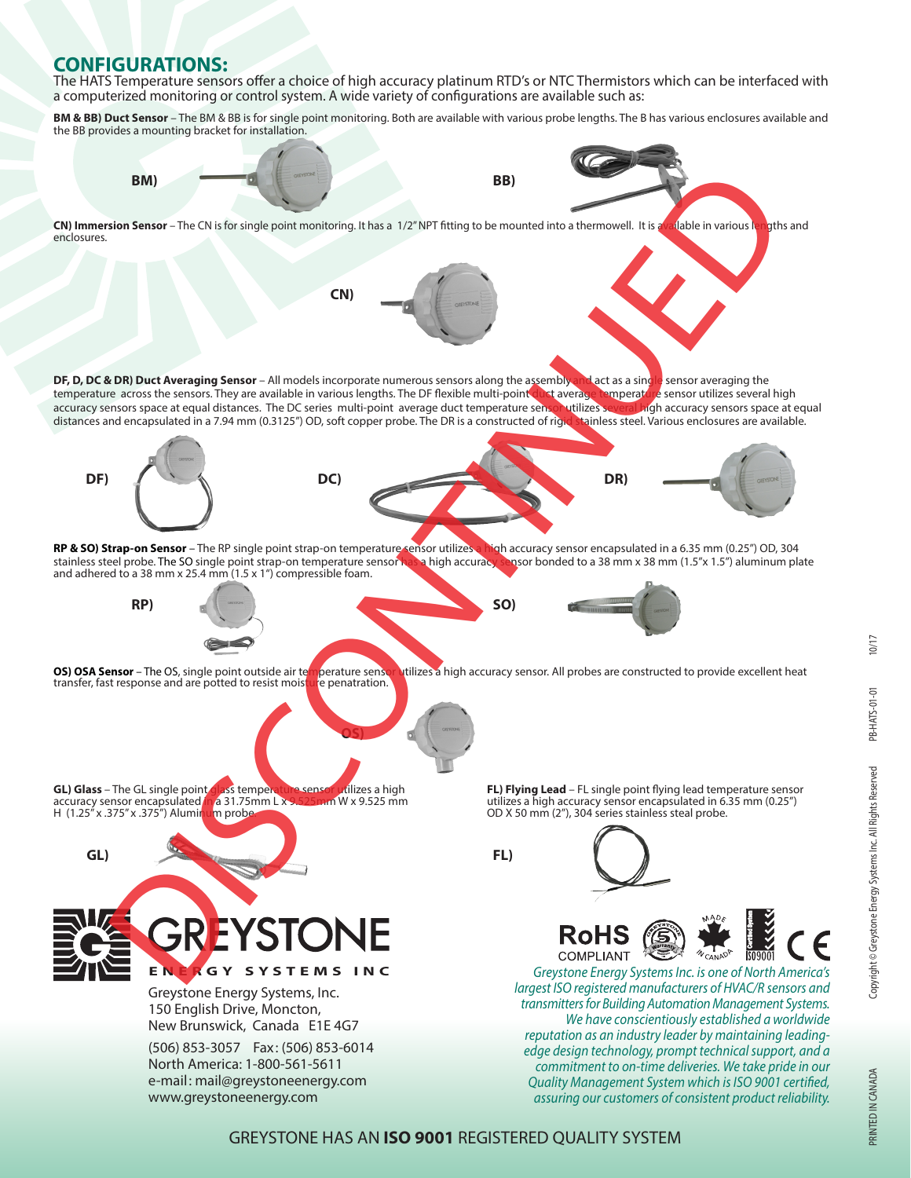## CONFIGURATIONS:

The HATS Temperature sensors offer a choice of high accuracy platinum RTD's or NTC Thermistors which can be interfaced with a computerized monitoring or control system. A wide variety of configurations are available such as:

**BM & BB) Duct Sensor** – The BM & BB is for single point monitoring. Both are available with various probe lengths. The B has various enclosures available and the BB provides a mounting bracket for installation.

BM)

BB)

**CN) Immersion Sensor** – The CN is for single point monitoring. It has a 1/2" NPT fitting to be mounted into a thermowell. It is available in various lengths and enclosures.

CN)

**DF, D, DC & DR) Duct Averaging Sensor** – All models incorporate numerous sensors along the assembly and act as a single sensor averaging the temperature across the sensors. They are available in various lengths. The DF flexible multi-point duct average temperature sensor utilizes several high accuracy sensors space at equal distances. The DC series multi-point average duct temperature sensor utilizes several high accuracy sensors space at equal distances and encapsulated in a 7.94 mm (0.3125") OD, soft copper probe. The DR is a constructed of rigid stainless steel. Various enclosures are available.

DF)

DC)

DR)

**RP & SO) Strap-on Sensor** – The RP single point strap-on temperature sensor utilizes a high accuracy sensor encapsulated in a 6.35 mm (0.25") OD, 304 stainless steel probe. The SO single point strap-on temperature sensor has a high accuracy sensor bonded to a 38 mm x 38 mm (1.5"x 1.5") aluminum plate and adhered to a 38 mm x 25.4 mm (1.5 x 1") compressible foam.

RP)

SO)

**OS) OSA Sensor** – The OS, single point outside air temperature sensor utilizes a high accuracy sensor. All probes are constructed to provide excellent heat transfer, fast response and are potted to resist moisture penatration.

OS)

**GL) Glass** – The GL single point glass temperature sensor utilizes a high accuracy sensor encapsulated in a 31.75mm L x 9.525mm W x 9.525 mm H (1.25" x .375" x .375") Aluminum probe.

GL)

**FL) Flying Lead** – FL single point flying lead temperature sensor utilizes a high accuracy sensor encapsulated in 6.35 mm (0.25") OD X 50 mm (2"), 304 series stainless steal probe.

FL)

DISCONTINUED

GREYSTONE ENERGY SYSTEMS INC

Greystone Energy Systems, Inc.
150 English Drive, Moncton,
New Brunswick, Canada E1E 4G7

(506) 853-3057 Fax: (506) 853-6014
North America: 1-800-561-5611
e-mail: mail@greystoneenergy.com
www.greystoneenergy.com

RoHS COMPLIANT

*Greystone Energy Systems Inc. is one of North America's largest ISO registered manufacturers of HVAC/R sensors and transmitters for Building Automation Management Systems. We have conscientiously established a worldwide reputation as an industry leader by maintaining leading-edge design technology, prompt technical support, and a commitment to on-time deliveries. We take pride in our Quality Management System which is ISO 9001 certified, assuring our customers of consistent product reliability.*

GREYSTONE HAS AN **ISO 9001** REGISTERED QUALITY SYSTEM

PRINTED IN CANADA Copyright © Greystone Energy Systems Inc. All Rights Reserved PB-HATS-01-01 10/17